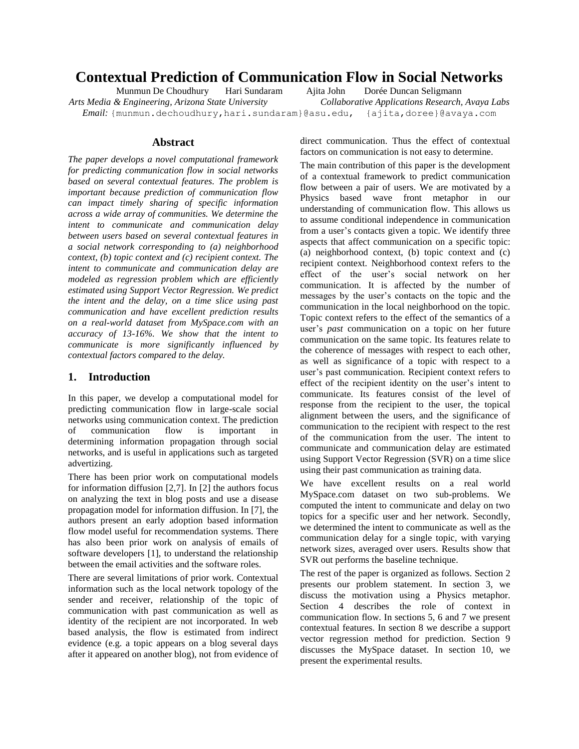# Contextual Prediction of Communication Flow in Social Networks

Munmun De Choudhury Hari Sundaram Ajita John Dorée Duncan Seligmann

*Arts Media & Engineering, Arizona State University* *Collaborative Applications Research, Avaya Labs*

*Email:* {munmun.dechoudhury,hari.sundaram}@asu.edu, {ajita,doree}@avaya.com

## Abstract

*The paper develops a novel computational framework for predicting communication flow in social networks based on several contextual features. The problem is important because prediction of communication flow can impact timely sharing of specific information across a wide array of communities. We determine the intent to communicate and communication delay between users based on several contextual features in a social network corresponding to (a) neighborhood context, (b) topic context and (c) recipient context. The intent to communicate and communication delay are modeled as regression problem which are efficiently estimated using Support Vector Regression. We predict the intent and the delay, on a time slice using past communication and have excellent prediction results on a real-world dataset from MySpace.com with an accuracy of 13-16%. We show that the intent to communicate is more significantly influenced by contextual factors compared to the delay.*

## 1. Introduction

In this paper, we develop a computational model for predicting communication flow in large-scale social networks using communication context. The prediction of communication flow is important in determining information propagation through social networks, and is useful in applications such as targeted advertizing.

There has been prior work on computational models for information diffusion [2,7]. In [2] the authors focus on analyzing the text in blog posts and use a disease propagation model for information diffusion. In [7], the authors present an early adoption based information flow model useful for recommendation systems. There has also been prior work on analysis of emails of software developers [1], to understand the relationship between the email activities and the software roles.

There are several limitations of prior work. Contextual information such as the local network topology of the sender and receiver, relationship of the topic of communication with past communication as well as identity of the recipient are not incorporated. In web based analysis, the flow is estimated from indirect evidence (e.g. a topic appears on a blog several days after it appeared on another blog), not from evidence of direct communication. Thus the effect of contextual factors on communication is not easy to determine.

The main contribution of this paper is the development of a contextual framework to predict communication flow between a pair of users. We are motivated by a Physics based wave front metaphor in our understanding of communication flow. This allows us to assume conditional independence in communication from a user's contacts given a topic. We identify three aspects that affect communication on a specific topic: (a) neighborhood context, (b) topic context and (c) recipient context. Neighborhood context refers to the effect of the user's social network on her communication. It is affected by the number of messages by the user's contacts on the topic and the communication in the local neighborhood on the topic. Topic context refers to the effect of the semantics of a user's *past* communication on a topic on her future communication on the same topic. Its features relate to the coherence of messages with respect to each other, as well as significance of a topic with respect to a user's past communication. Recipient context refers to effect of the recipient identity on the user's intent to communicate. Its features consist of the level of response from the recipient to the user, the topical alignment between the users, and the significance of communication to the recipient with respect to the rest of the communication from the user. The intent to communicate and communication delay are estimated using Support Vector Regression (SVR) on a time slice using their past communication as training data.

We have excellent results on a real world MySpace.com dataset on two sub-problems. We computed the intent to communicate and delay on two topics for a specific user and her network. Secondly, we determined the intent to communicate as well as the communication delay for a single topic, with varying network sizes, averaged over users. Results show that SVR out performs the baseline technique.

The rest of the paper is organized as follows. Section 2 presents our problem statement. In section 3, we discuss the motivation using a Physics metaphor. Section 4 describes the role of context in communication flow. In sections 5, 6 and 7 we present contextual features. In section 8 we describe a support vector regression method for prediction. Section 9 discusses the MySpace dataset. In section 10, we present the experimental results.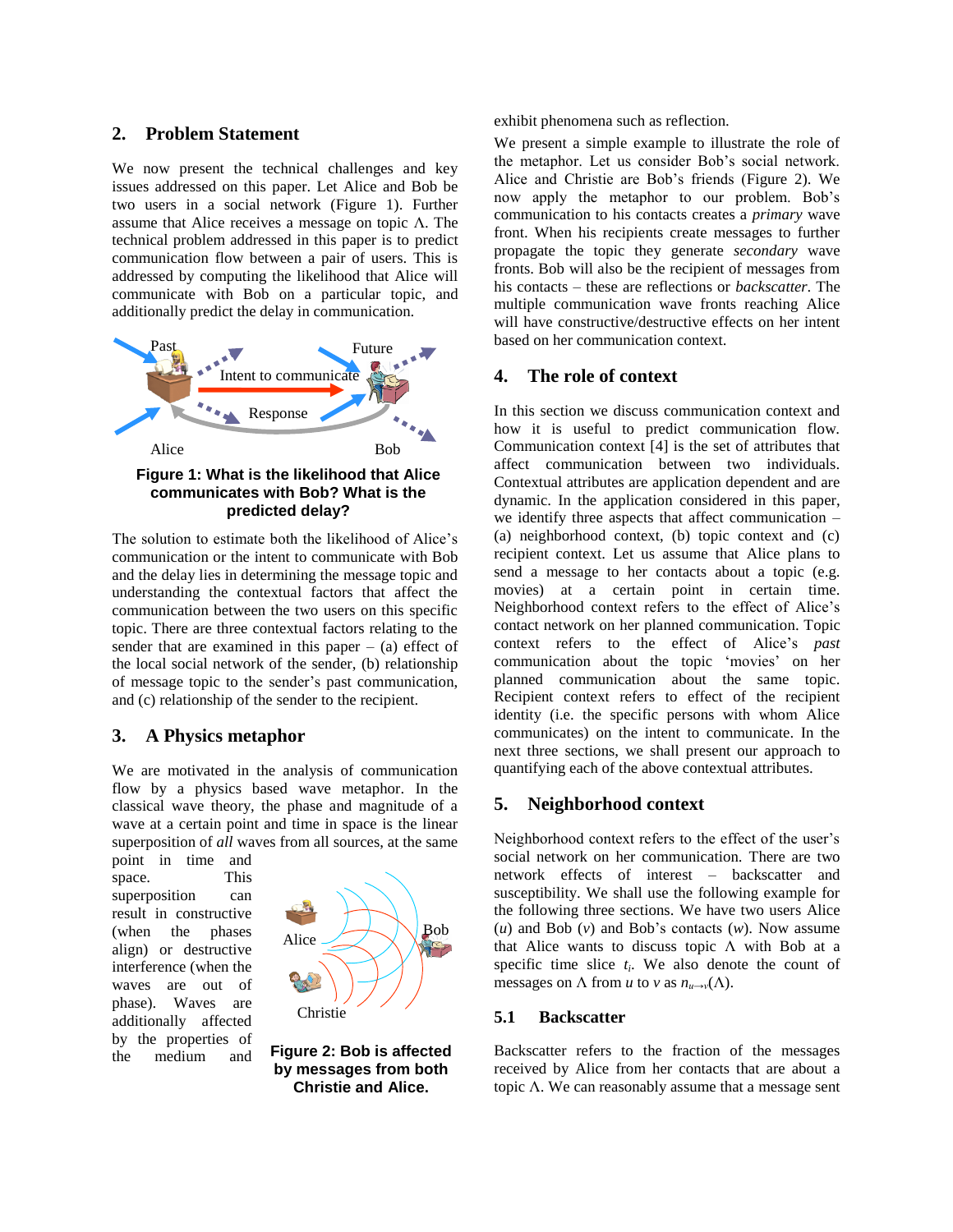## 2. Problem Statement

We now present the technical challenges and key issues addressed on this paper. Let Alice and Bob be two users in a social network (Figure 1). Further assume that Alice receives a message on topic Λ. The technical problem addressed in this paper is to predict communication flow between a pair of users. This is addressed by computing the likelihood that Alice will communicate with Bob on a particular topic, and additionally predict the delay in communication.

**Figure 1: What is the likelihood that Alice communicates with Bob? What is the predicted delay?**

The solution to estimate both the likelihood of Alice's communication or the intent to communicate with Bob and the delay lies in determining the message topic and understanding the contextual factors that affect the communication between the two users on this specific topic. There are three contextual factors relating to the sender that are examined in this paper – (a) effect of the local social network of the sender, (b) relationship of message topic to the sender's past communication, and (c) relationship of the sender to the recipient.

## 3. A Physics metaphor

We are motivated in the analysis of communication flow by a physics based wave metaphor. In the classical wave theory, the phase and magnitude of a wave at a certain point and time in space is the linear superposition of *all* waves from all sources, at the same point in time and space. This superposition can result in constructive (when the phases align) or destructive interference (when the waves are out of phase). Waves are additionally affected by the properties of the medium and exhibit phenomena such as reflection.

**Figure 2: Bob is affected by messages from both Christie and Alice.**

We present a simple example to illustrate the role of the metaphor. Let us consider Bob's social network. Alice and Christie are Bob's friends (Figure 2). We now apply the metaphor to our problem. Bob's communication to his contacts creates a *primary* wave front. When his recipients create messages to further propagate the topic they generate *secondary* wave fronts. Bob will also be the recipient of messages from his contacts – these are reflections or *backscatter*. The multiple communication wave fronts reaching Alice will have constructive/destructive effects on her intent based on her communication context.

## 4. The role of context

In this section we discuss communication context and how it is useful to predict communication flow. Communication context [4] is the set of attributes that affect communication between two individuals. Contextual attributes are application dependent and are dynamic. In the application considered in this paper, we identify three aspects that affect communication – (a) neighborhood context, (b) topic context and (c) recipient context. Let us assume that Alice plans to send a message to her contacts about a topic (e.g. movies) at a certain point in certain time. Neighborhood context refers to the effect of Alice's contact network on her planned communication. Topic context refers to the effect of Alice's *past* communication about the topic 'movies' on her planned communication about the same topic. Recipient context refers to effect of the recipient identity (i.e. the specific persons with whom Alice communicates) on the intent to communicate. In the next three sections, we shall present our approach to quantifying each of the above contextual attributes.

## 5. Neighborhood context

Neighborhood context refers to the effect of the user's social network on her communication. There are two network effects of interest – backscatter and susceptibility. We shall use the following example for the following three sections. We have two users Alice ($u$) and Bob ($v$) and Bob's contacts ($w$). Now assume that Alice wants to discuss topic Λ with Bob at a specific time slice $t_i$. We also denote the count of messages on Λ from $u$ to $v$ as $n_{u\to v}(\Lambda)$.

### 5.1 Backscatter

Backscatter refers to the fraction of the messages received by Alice from her contacts that are about a topic Λ. We can reasonably assume that a message sent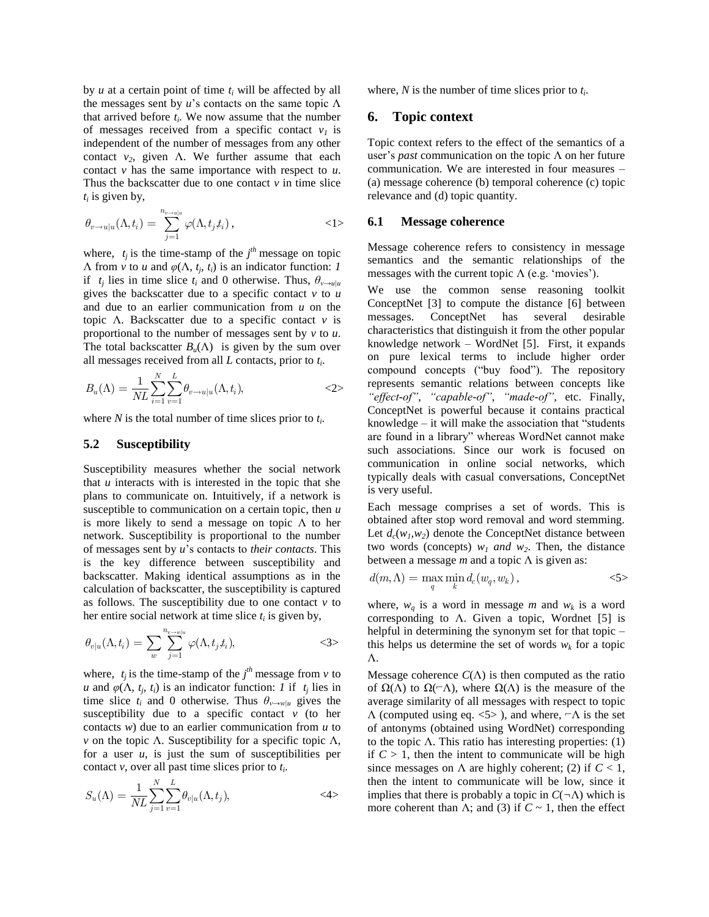by $u$ at a certain point of time $t_i$ will be affected by all the messages sent by $u$'s contacts on the same topic $\Lambda$ that arrived before $t_i$. We now assume that the number of messages received from a specific contact $v_1$ is independent of the number of messages from any other contact $v_2$, given $\Lambda$. We further assume that each contact $v$ has the same importance with respect to $u$. Thus the backscatter due to one contact $v$ in time slice $t_i$ is given by,

$$\theta_{v \to u|u}(\Lambda, t_i) = \sum_{j=1}^{n_{v \to u|u}} \varphi(\Lambda, t_j, t_i), \qquad <1>$$

where, $t_j$ is the time-stamp of the $j^{th}$ message on topic $\Lambda$ from $v$ to $u$ and $\varphi(\Lambda, t_j, t_i)$ is an indicator function: *1* if $t_j$ lies in time slice $t_i$ and 0 otherwise. Thus, $\theta_{v \to u|u}$ gives the backscatter due to a specific contact $v$ to $u$ and due to an earlier communication from $u$ on the topic $\Lambda$. Backscatter due to a specific contact $v$ is proportional to the number of messages sent by $v$ to $u$. The total backscatter $B_u(\Lambda)$ is given by the sum over all messages received from all $L$ contacts, prior to $t_i$.

$$B_u(\Lambda) = \frac{1}{NL} \sum_{i=1}^{N} \sum_{v=1}^{L} \theta_{v \to u|u}(\Lambda, t_i), \qquad <2>$$

where $N$ is the total number of time slices prior to $t_i$.

### 5.2 Susceptibility

Susceptibility measures whether the social network that $u$ interacts with is interested in the topic that she plans to communicate on. Intuitively, if a network is susceptible to communication on a certain topic, then $u$ is more likely to send a message on topic $\Lambda$ to her network. Susceptibility is proportional to the number of messages sent by $u$'s contacts to *their contacts*. This is the key difference between susceptibility and backscatter. Making identical assumptions as in the calculation of backscatter, the susceptibility is captured as follows. The susceptibility due to one contact $v$ to her entire social network at time slice $t_i$ is given by,

$$\theta_{v|u}(\Lambda, t_i) = \sum_{w} \sum_{j=1}^{n_{v \to w|u}} \varphi(\Lambda, t_j, t_i), \qquad <3>$$

where, $t_j$ is the time-stamp of the $j^{th}$ message from $v$ to $u$ and $\varphi(\Lambda, t_j, t_i)$ is an indicator function: *1* if $t_j$ lies in time slice $t_i$ and 0 otherwise. Thus $\theta_{v \to w|u}$ gives the susceptibility due to a specific contact $v$ (to her contacts $w$) due to an earlier communication from $u$ to $v$ on the topic $\Lambda$. Susceptibility for a specific topic $\Lambda$, for a user $u$, is just the sum of susceptibilities per contact $v$, over all past time slices prior to $t_i$.

$$S_u(\Lambda) = \frac{1}{NL} \sum_{j=1}^{N} \sum_{v=1}^{L} \theta_{v|u}(\Lambda, t_j), \qquad <4>$$

where, $N$ is the number of time slices prior to $t_i$.

## 6. Topic context

Topic context refers to the effect of the semantics of a user's *past* communication on the topic $\Lambda$ on her future communication. We are interested in four measures – (a) message coherence (b) temporal coherence (c) topic relevance and (d) topic quantity.

### 6.1 Message coherence

Message coherence refers to consistency in message semantics and the semantic relationships of the messages with the current topic $\Lambda$ (e.g. 'movies').

We use the common sense reasoning toolkit ConceptNet [3] to compute the distance [6] between messages. ConceptNet has several desirable characteristics that distinguish it from the other popular knowledge network – WordNet [5]. First, it expands on pure lexical terms to include higher order compound concepts ("buy food"). The repository represents semantic relations between concepts like *"effect-of"*, *"capable-of"*, *"made-of"*, etc. Finally, ConceptNet is powerful because it contains practical knowledge – it will make the association that "students are found in a library" whereas WordNet cannot make such associations. Since our work is focused on communication in online social networks, which typically deals with casual conversations, ConceptNet is very useful.

Each message comprises a set of words. This is obtained after stop word removal and word stemming. Let $d_c(w_1,w_2)$ denote the ConceptNet distance between two words (concepts) $w_1$ *and* $w_2$. Then, the distance between a message $m$ and a topic $\Lambda$ is given as:

$$d(m, \Lambda) = \max_{q} \min_{k} d_c(w_q, w_k), \qquad <5>$$

where, $w_q$ is a word in message $m$ and $w_k$ is a word corresponding to $\Lambda$. Given a topic, Wordnet [5] is helpful in determining the synonym set for that topic – this helps us determine the set of words $w_k$ for a topic $\Lambda$.

Message coherence $C(\Lambda)$ is then computed as the ratio of $\Omega(\Lambda)$ to $\Omega(\neg\Lambda)$, where $\Omega(\Lambda)$ is the measure of the average similarity of all messages with respect to topic $\Lambda$ (computed using eq. <5> ), and where, $\neg\Lambda$ is the set of antonyms (obtained using WordNet) corresponding to the topic $\Lambda$. This ratio has interesting properties: (1) if $C > 1$, then the intent to communicate will be high since messages on $\Lambda$ are highly coherent; (2) if $C < 1$, then the intent to communicate will be low, since it implies that there is probably a topic in $C(\neg\Lambda)$ which is more coherent than $\Lambda$; and (3) if $C \sim 1$, then the effect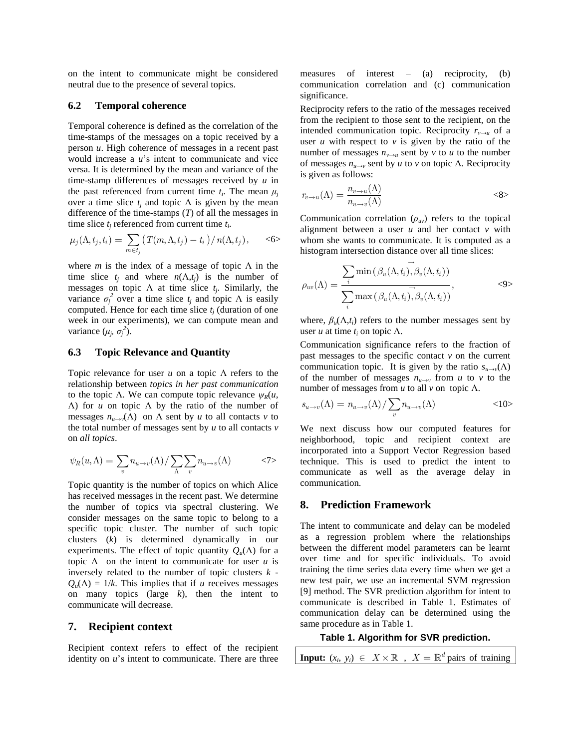on the intent to communicate might be considered neutral due to the presence of several topics.

### 6.2 Temporal coherence

Temporal coherence is defined as the correlation of the time-stamps of the messages on a topic received by a person $u$. High coherence of messages in a recent past would increase a $u$'s intent to communicate and vice versa. It is determined by the mean and variance of the time-stamp differences of messages received by $u$ in the past referenced from current time $t_i$. The mean $\mu_j$ over a time slice $t_j$ and topic $\Lambda$ is given by the mean difference of the time-stamps ($T$) of all the messages in time slice $t_j$ referenced from current time $t_i$.

$$\mu_j(\Lambda, t_j, t_i) = \sum_{m \in t_j} \left( T(m, \Lambda, t_j) - t_i \right) / n(\Lambda, t_j), \qquad <6>$$

where $m$ is the index of a message of topic $\Lambda$ in the time slice $t_j$ and where $n(\Lambda, t_j)$ is the number of messages on topic $\Lambda$ at time slice $t_j$. Similarly, the variance $\sigma_j^2$ over a time slice $t_j$ and topic $\Lambda$ is easily computed. Hence for each time slice $t_j$ (duration of one week in our experiments), we can compute mean and variance ($\mu_j$, $\sigma_j^2$).

### 6.3 Topic Relevance and Quantity

Topic relevance for user $u$ on a topic $\Lambda$ refers to the relationship between *topics in her past communication* to the topic $\Lambda$. We can compute topic relevance $\psi_R(u, \Lambda)$ for $u$ on topic $\Lambda$ by the ratio of the number of messages $n_{u \to v}(\Lambda)$ on $\Lambda$ sent by $u$ to all contacts $v$ to the total number of messages sent by $u$ to all contacts $v$ on *all topics*.

$$\psi_R(u, \Lambda) = \sum_v n_{u \to v}(\Lambda) / \sum_\Lambda \sum_v n_{u \to v}(\Lambda) \qquad <7>$$

Topic quantity is the number of topics on which Alice has received messages in the recent past. We determine the number of topics via spectral clustering. We consider messages on the same topic to belong to a specific topic cluster. The number of such topic clusters ($k$) is determined dynamically in our experiments. The effect of topic quantity $Q_u(\Lambda)$ for a topic $\Lambda$ on the intent to communicate for user $u$ is inversely related to the number of topic clusters $k$ - $Q_u(\Lambda) = 1/k$. This implies that if $u$ receives messages on many topics (large $k$), then the intent to communicate will decrease.

## 7. Recipient context

Recipient context refers to effect of the recipient identity on $u$'s intent to communicate. There are three measures of interest – (a) reciprocity, (b) communication correlation and (c) communication significance.

Reciprocity refers to the ratio of the messages received from the recipient to those sent to the recipient, on the intended communication topic. Reciprocity $r_{v \to u}$ of a user $u$ with respect to $v$ is given by the ratio of the number of messages $n_{v \to u}$ sent by $v$ to $u$ to the number of messages $n_{u \to v}$ sent by $u$ to $v$ on topic $\Lambda$. Reciprocity is given as follows:

$$r_{v \to u}(\Lambda) = \frac{n_{v \to u}(\Lambda)}{n_{u \to v}(\Lambda)} \qquad <8>$$

Communication correlation ($\rho_{uv}$) refers to the topical alignment between a user $u$ and her contact $v$ with whom she wants to communicate. It is computed as a histogram intersection distance over all time slices:

$$\rho_{uv}(\Lambda) = \frac{\sum_i \min\left( \beta_u(\Lambda, t_i), \vec{\beta_v}(\Lambda, t_i) \right)}{\sum_i \max\left( \beta_u(\Lambda, t_i), \vec{\beta_v}(\Lambda, t_i) \right)}, \qquad <9>$$

where, $\beta_u(\Lambda, t_i)$ refers to the number messages sent by user $u$ at time $t_i$ on topic $\Lambda$.

Communication significance refers to the fraction of past messages to the specific contact $v$ on the current communication topic. It is given by the ratio $s_{u \to v}(\Lambda)$ of the number of messages $n_{u \to v}$ from $u$ to $v$ to the number of messages from $u$ to all $v$ on topic $\Lambda$.

$$s_{u \to v}(\Lambda) = n_{u \to v}(\Lambda) / \sum_v n_{u \to v}(\Lambda) \qquad <10>$$

We next discuss how our computed features for neighborhood, topic and recipient context are incorporated into a Support Vector Regression based technique. This is used to predict the intent to communicate as well as the average delay in communication.

## 8. Prediction Framework

The intent to communicate and delay can be modeled as a regression problem where the relationships between the different model parameters can be learnt over time and for specific individuals. To avoid training the time series data every time when we get a new test pair, we use an incremental SVM regression [9] method. The SVR prediction algorithm for intent to communicate is described in Table 1. Estimates of communication delay can be determined using the same procedure as in Table 1.

**Table 1. Algorithm for SVR prediction.**

**Input:** $(x_i, y_i) \in X \times \mathbb{R}$, $X = \mathbb{R}^d$ pairs of training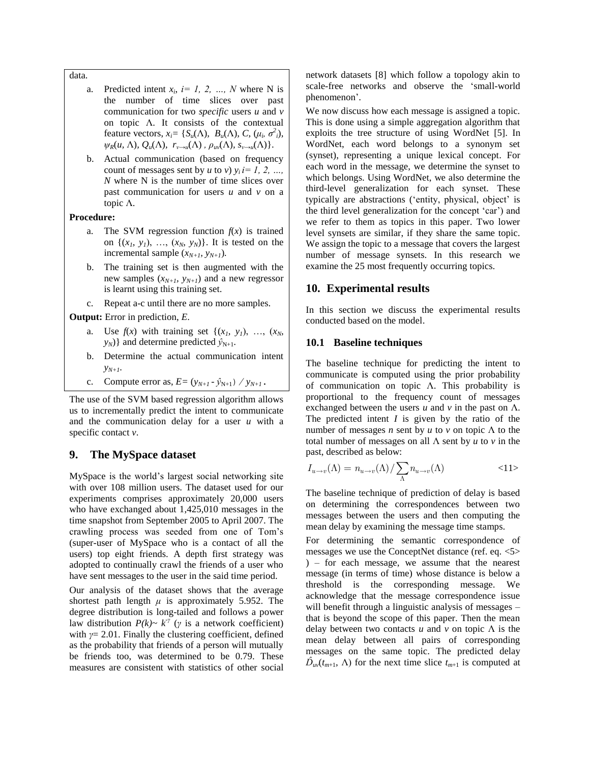data.

a. Predicted intent $x_i$, $i= 1, 2, \ldots, N$ where N is the number of time slices over past communication for two *specific* users *u* and *v* on topic Λ. It consists of the contextual feature vectors, $x_i= \{S_u(\Lambda),\ B_u(\Lambda), C, (\mu_i, \sigma^2_i), \psi_R(u, \Lambda), Q_u(\Lambda),\ r_{v\rightarrow u}(\Lambda), \rho_{uv}(\Lambda), s_{v\rightarrow u}(\Lambda)\}$.

b. Actual communication (based on frequency count of messages sent by *u* to *v*) $y_i$ $i= 1, 2, \ldots, N$ where N is the number of time slices over past communication for users *u* and *v* on a topic Λ.

**Procedure:**

a. The SVM regression function $f(x)$ is trained on $\{(x_1, y_1), \ldots, (x_N, y_N)\}$. It is tested on the incremental sample $(x_{N+1}, y_{N+1})$.

b. The training set is then augmented with the new samples $(x_{N+1}, y_{N+1})$ and a new regressor is learnt using this training set.

c. Repeat a-c until there are no more samples.

**Output:** Error in prediction, *E*.

a. Use $f(x)$ with training set $\{(x_1, y_1), \ldots, (x_N, y_N)\}$ and determine predicted $\hat{y}_{N+1}$.

b. Determine the actual communication intent $y_{N+1}$.

c. Compute error as, $E= (y_{N+1} - \hat{y}_{N+1})\ /\ y_{N+1}$.

The use of the SVM based regression algorithm allows us to incrementally predict the intent to communicate and the communication delay for a user *u* with a specific contact *v*.

## 9. The MySpace dataset

MySpace is the world's largest social networking site with over 108 million users. The dataset used for our experiments comprises approximately 20,000 users who have exchanged about 1,425,010 messages in the time snapshot from September 2005 to April 2007. The crawling process was seeded from one of Tom's (super-user of MySpace who is a contact of all the users) top eight friends. A depth first strategy was adopted to continually crawl the friends of a user who have sent messages to the user in the said time period.

Our analysis of the dataset shows that the average shortest path length $\mu$ is approximately 5.952. The degree distribution is long-tailed and follows a power law distribution $P(k) \sim k^{-\gamma}$ ($\gamma$ is a network coefficient) with $\gamma= 2.01$. Finally the clustering coefficient, defined as the probability that friends of a person will mutually be friends too, was determined to be 0.79. These measures are consistent with statistics of other social network datasets [8] which follow a topology akin to scale-free networks and observe the 'small-world phenomenon'.

We now discuss how each message is assigned a topic. This is done using a simple aggregation algorithm that exploits the tree structure of using WordNet [5]. In WordNet, each word belongs to a synonym set (synset), representing a unique lexical concept. For each word in the message, we determine the synset to which belongs. Using WordNet, we also determine the third-level generalization for each synset. These typically are abstractions ('entity, physical, object' is the third level generalization for the concept 'car') and we refer to them as topics in this paper. Two lower level synsets are similar, if they share the same topic. We assign the topic to a message that covers the largest number of message synsets. In this research we examine the 25 most frequently occurring topics.

## 10. Experimental results

In this section we discuss the experimental results conducted based on the model.

### 10.1 Baseline techniques

The baseline technique for predicting the intent to communicate is computed using the prior probability of communication on topic Λ. This probability is proportional to the frequency count of messages exchanged between the users *u* and *v* in the past on Λ. The predicted intent *I* is given by the ratio of the number of messages *n* sent by *u* to *v* on topic Λ to the total number of messages on all Λ sent by *u* to *v* in the past, described as below:

$$I_{u\rightarrow v}(\Lambda) = n_{u\rightarrow v}(\Lambda) / \sum_{\Lambda} n_{u\rightarrow v}(\Lambda) \qquad \text{<11>}$$

The baseline technique of prediction of delay is based on determining the correspondences between two messages between the users and then computing the mean delay by examining the message time stamps.

For determining the semantic correspondence of messages we use the ConceptNet distance (ref. eq. <5> ) – for each message, we assume that the nearest message (in terms of time) whose distance is below a threshold is the corresponding message. We acknowledge that the message correspondence issue will benefit through a linguistic analysis of messages – that is beyond the scope of this paper. Then the mean delay between two contacts *u* and *v* on topic Λ is the mean delay between all pairs of corresponding messages on the same topic. The predicted delay $\hat{D}_{uv}(t_{m+1}, \Lambda)$ for the next time slice $t_{m+1}$ is computed at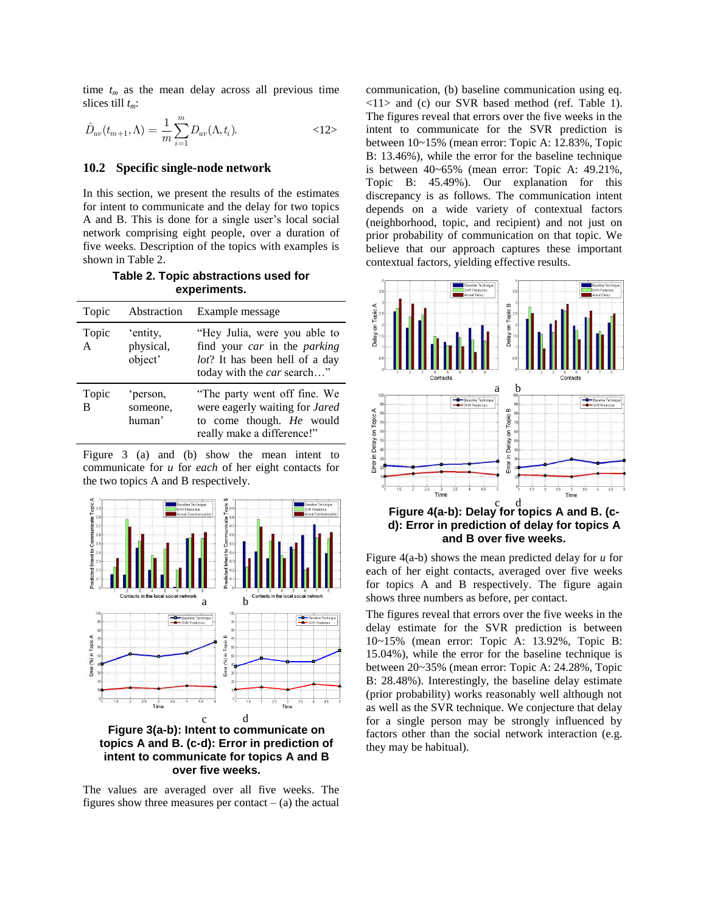time $t_m$ as the mean delay across all previous time slices till $t_m$:

$$\hat{D}_{uv}(t_{m+1}, \Lambda) = \frac{1}{m}\sum_{i=1}^{m} D_{uv}(\Lambda, t_i). \qquad \text{<12>}$$

### 10.2 Specific single-node network

In this section, we present the results of the estimates for intent to communicate and the delay for two topics A and B. This is done for a single user's local social network comprising eight people, over a duration of five weeks. Description of the topics with examples is shown in Table 2.

**Table 2. Topic abstractions used for experiments.**

| Topic | Abstraction | Example message |
|---|---|---|
| Topic A | 'entity, physical, object' | "Hey Julia, were you able to find your *car* in the *parking lot*? It has been hell of a day today with the *car* search…" |
| Topic B | 'person, someone, human' | "The party went off fine. We were eagerly waiting for *Jared* to come though. *He* would really make a difference!" |

Figure 3 (a) and (b) show the mean intent to communicate for *u* for *each* of her eight contacts for the two topics A and B respectively.

**Figure 3(a-b): Intent to communicate on topics A and B. (c-d): Error in prediction of intent to communicate for topics A and B over five weeks.**

The values are averaged over all five weeks. The figures show three measures per contact – (a) the actual communication, (b) baseline communication using eq. <11> and (c) our SVR based method (ref. Table 1). The figures reveal that errors over the five weeks in the intent to communicate for the SVR prediction is between 10~15% (mean error: Topic A: 12.83%, Topic B: 13.46%), while the error for the baseline technique is between 40~65% (mean error: Topic A: 49.21%, Topic B: 45.49%). Our explanation for this discrepancy is as follows. The communication intent depends on a wide variety of contextual factors (neighborhood, topic, and recipient) and not just on prior probability of communication on that topic. We believe that our approach captures these important contextual factors, yielding effective results.

**Figure 4(a-b): Delay for topics A and B. (c-d): Error in prediction of delay for topics A and B over five weeks.**

Figure 4(a-b) shows the mean predicted delay for *u* for each of her eight contacts, averaged over five weeks for topics A and B respectively. The figure again shows three numbers as before, per contact.

The figures reveal that errors over the five weeks in the delay estimate for the SVR prediction is between 10~15% (mean error: Topic A: 13.92%, Topic B: 15.04%), while the error for the baseline technique is between 20~35% (mean error: Topic A: 24.28%, Topic B: 28.48%). Interestingly, the baseline delay estimate (prior probability) works reasonably well although not as well as the SVR technique. We conjecture that delay for a single person may be strongly influenced by factors other than the social network interaction (e.g. they may be habitual).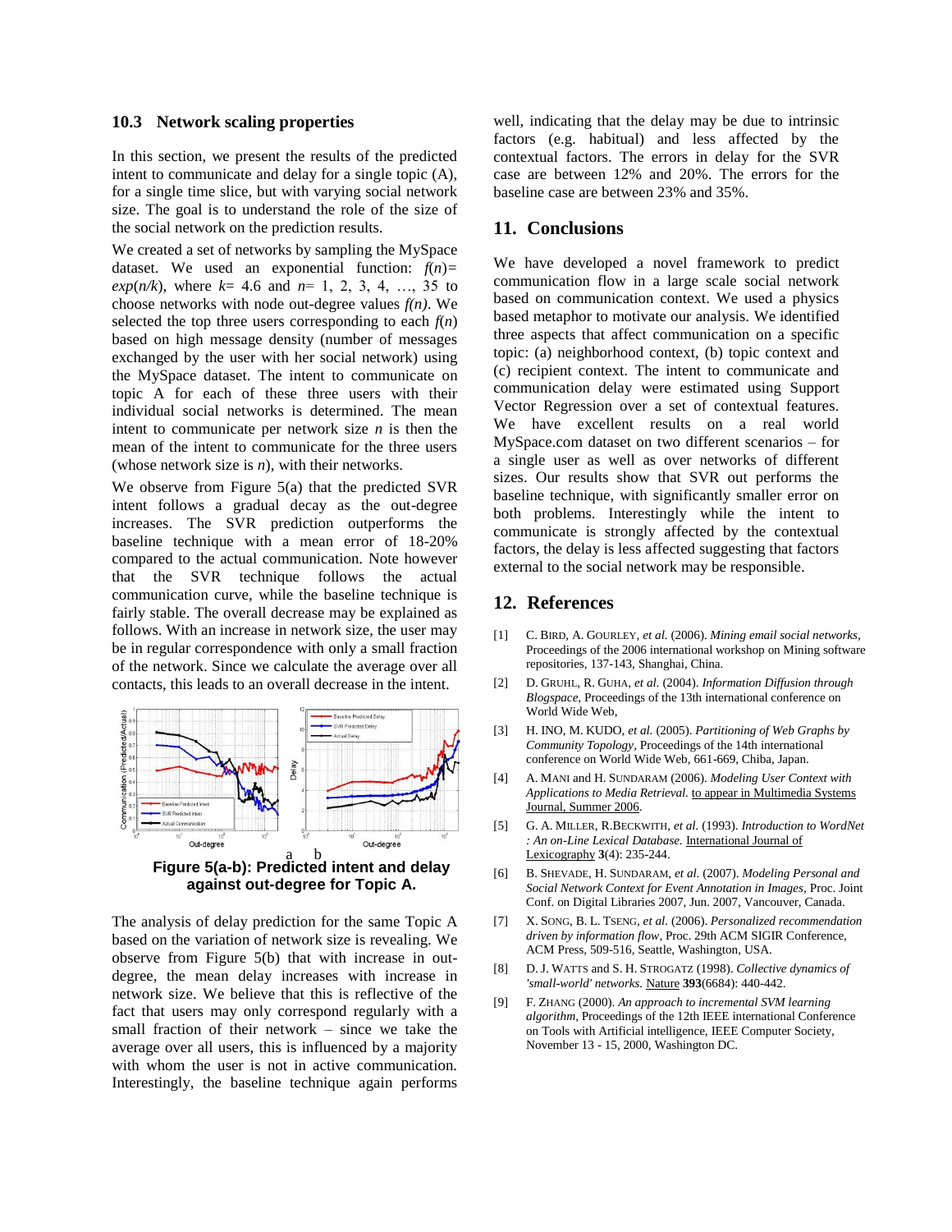### 10.3 Network scaling properties

In this section, we present the results of the predicted intent to communicate and delay for a single topic (A), for a single time slice, but with varying social network size. The goal is to understand the role of the size of the social network on the prediction results.

We created a set of networks by sampling the MySpace dataset. We used an exponential function: $f(n)= exp(n/k)$, where $k$= 4.6 and $n$= 1, 2, 3, 4, …, 35 to choose networks with node out-degree values $f(n)$. We selected the top three users corresponding to each $f(n)$ based on high message density (number of messages exchanged by the user with her social network) using the MySpace dataset. The intent to communicate on topic A for each of these three users with their individual social networks is determined. The mean intent to communicate per network size $n$ is then the mean of the intent to communicate for the three users (whose network size is $n$), with their networks.

We observe from Figure 5(a) that the predicted SVR intent follows a gradual decay as the out-degree increases. The SVR prediction outperforms the baseline technique with a mean error of 18-20% compared to the actual communication. Note however that the SVR technique follows the actual communication curve, while the baseline technique is fairly stable. The overall decrease may be explained as follows. With an increase in network size, the user may be in regular correspondence with only a small fraction of the network. Since we calculate the average over all contacts, this leads to an overall decrease in the intent.

Communication (Predicted/Actual)
Out-degree
Baseline Predicted Intent
SVR Predicted Intent
Actual Communication

Delay
Out-degree
Baseline Predicted Delay
SVR Predicted Delay
Actual Delay

a b

**Figure 5(a-b): Predicted intent and delay against out-degree for Topic A.**

The analysis of delay prediction for the same Topic A based on the variation of network size is revealing. We observe from Figure 5(b) that with increase in out-degree, the mean delay increases with increase in network size. We believe that this is reflective of the fact that users may only correspond regularly with a small fraction of their network – since we take the average over all users, this is influenced by a majority with whom the user is not in active communication. Interestingly, the baseline technique again performs well, indicating that the delay may be due to intrinsic factors (e.g. habitual) and less affected by the contextual factors. The errors in delay for the SVR case are between 12% and 20%. The errors for the baseline case are between 23% and 35%.

## 11. Conclusions

We have developed a novel framework to predict communication flow in a large scale social network based on communication context. We used a physics based metaphor to motivate our analysis. We identified three aspects that affect communication on a specific topic: (a) neighborhood context, (b) topic context and (c) recipient context. The intent to communicate and communication delay were estimated using Support Vector Regression over a set of contextual features. We have excellent results on a real world MySpace.com dataset on two different scenarios – for a single user as well as over networks of different sizes. Our results show that SVR out performs the baseline technique, with significantly smaller error on both problems. Interestingly while the intent to communicate is strongly affected by the contextual factors, the delay is less affected suggesting that factors external to the social network may be responsible.

## 12. References

[1] C. Bird, A. Gourley, *et al.* (2006). *Mining email social networks*, Proceedings of the 2006 international workshop on Mining software repositories, 137-143, Shanghai, China.

[2] D. Gruhl, R. Guha, *et al.* (2004). *Information Diffusion through Blogspace*, Proceedings of the 13th international conference on World Wide Web,

[3] H. Ino, M. Kudo, *et al.* (2005). *Partitioning of Web Graphs by Community Topology*, Proceedings of the 14th international conference on World Wide Web, 661-669, Chiba, Japan.

[4] A. Mani and H. Sundaram (2006). *Modeling User Context with Applications to Media Retrieval.* to appear in Multimedia Systems Journal, Summer 2006.

[5] G. A. Miller, R.Beckwith, *et al.* (1993). *Introduction to WordNet : An on-Line Lexical Database.* International Journal of Lexicography **3**(4): 235-244.

[6] B. Shevade, H. Sundaram, *et al.* (2007). *Modeling Personal and Social Network Context for Event Annotation in Images*, Proc. Joint Conf. on Digital Libraries 2007, Jun. 2007, Vancouver, Canada.

[7] X. Song, B. L. Tseng, *et al.* (2006). *Personalized recommendation driven by information flow*, Proc. 29th ACM SIGIR Conference, ACM Press, 509-516, Seattle, Washington, USA.

[8] D. J. Watts and S. H. Strogatz (1998). *Collective dynamics of 'small-world' networks.* Nature **393**(6684): 440-442.

[9] F. Zhang (2000). *An approach to incremental SVM learning algorithm*, Proceedings of the 12th IEEE international Conference on Tools with Artificial intelligence, IEEE Computer Society, November 13 - 15, 2000, Washington DC.